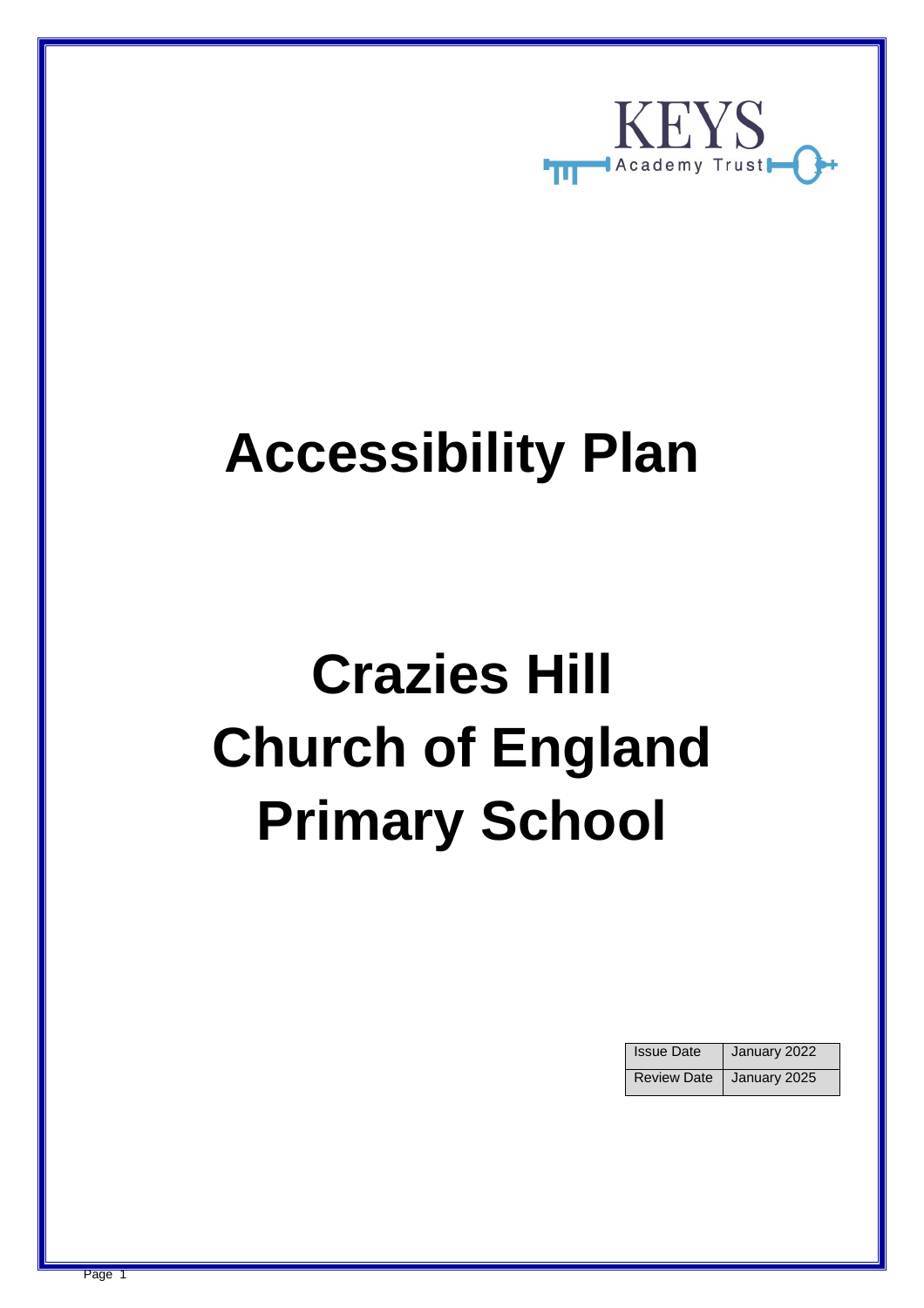KEYS
Academy Trust

# Accessibility Plan

# Crazies Hill Church of England Primary School

| | |
|---|---|
| Issue Date | January 2022 |
| Review Date | January 2025 |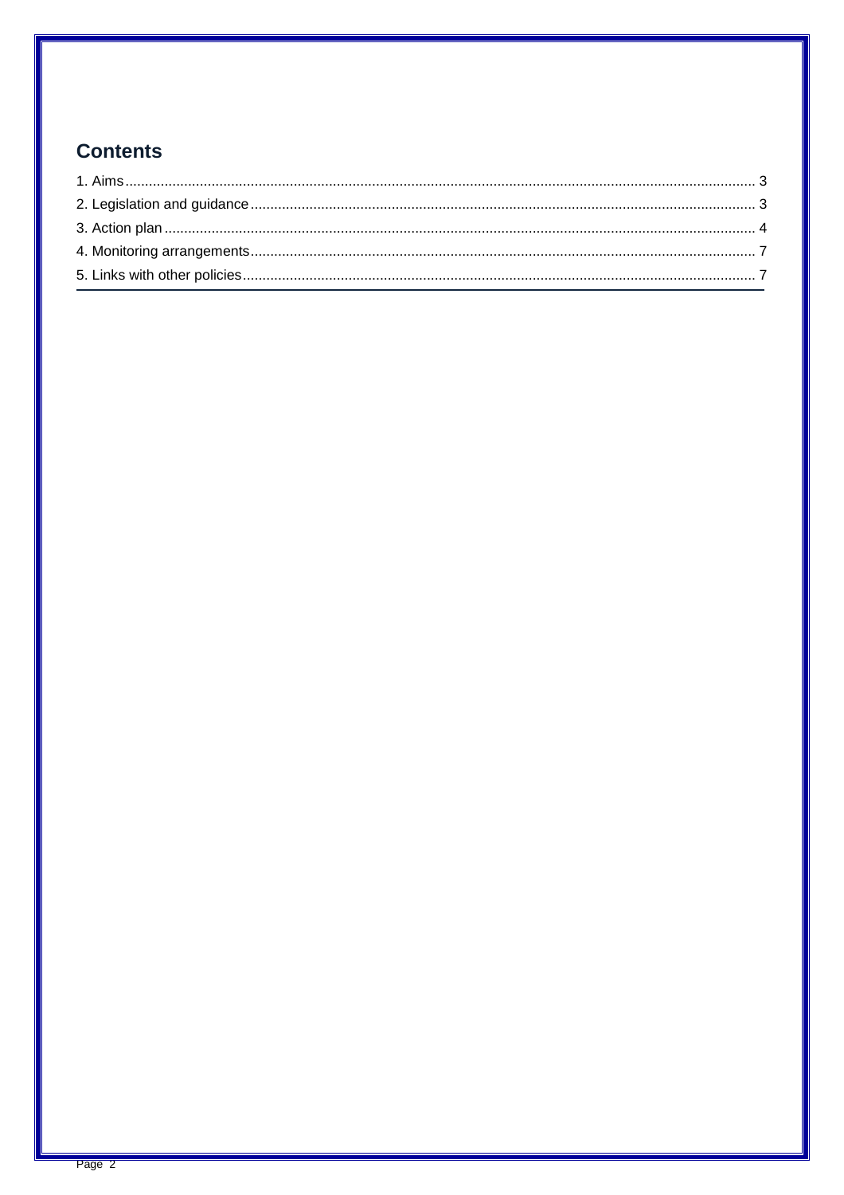## Contents

1. Aims ..... 3
2. Legislation and guidance ..... 3
3. Action plan ..... 4
4. Monitoring arrangements ..... 7
5. Links with other policies ..... 7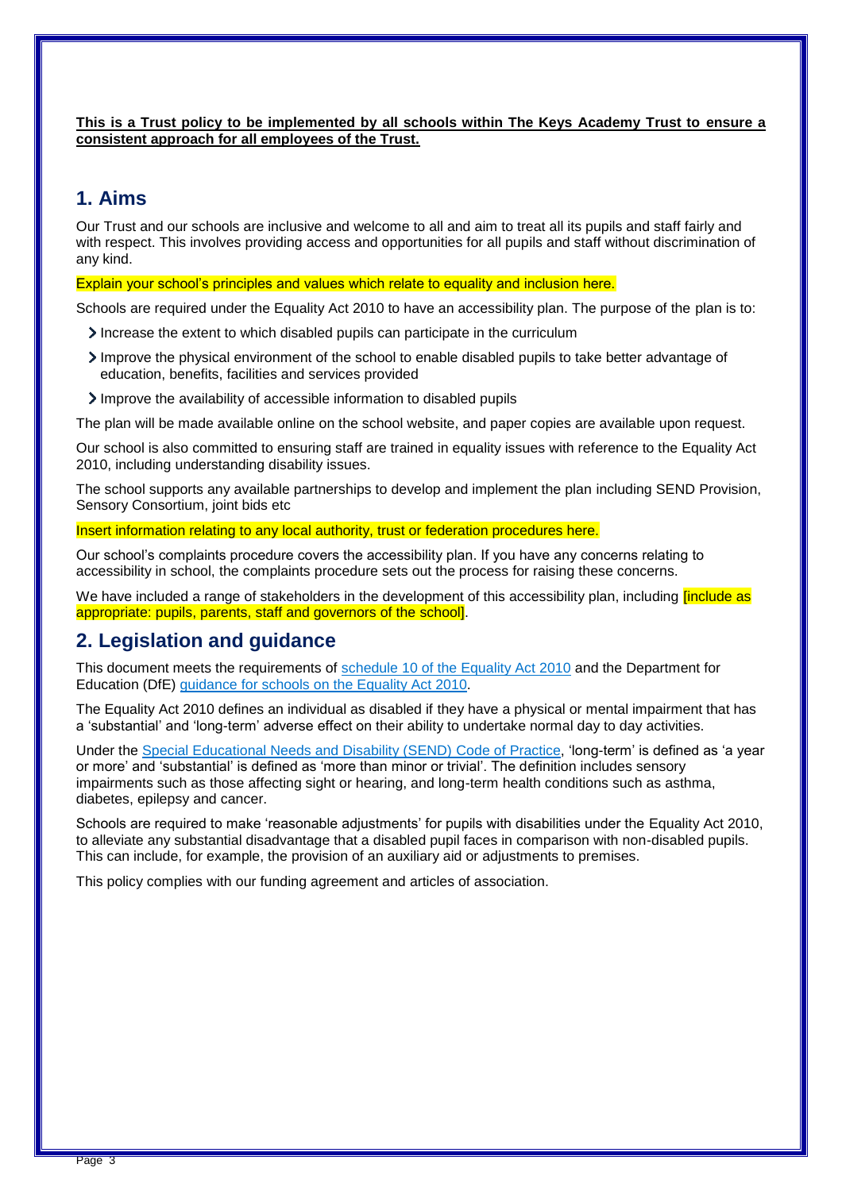**This is a Trust policy to be implemented by all schools within The Keys Academy Trust to ensure a consistent approach for all employees of the Trust.**

## 1. Aims

Our Trust and our schools are inclusive and welcome to all and aim to treat all its pupils and staff fairly and with respect. This involves providing access and opportunities for all pupils and staff without discrimination of any kind.

Explain your school's principles and values which relate to equality and inclusion here.

Schools are required under the Equality Act 2010 to have an accessibility plan. The purpose of the plan is to:

- Increase the extent to which disabled pupils can participate in the curriculum
- Improve the physical environment of the school to enable disabled pupils to take better advantage of education, benefits, facilities and services provided
- Improve the availability of accessible information to disabled pupils

The plan will be made available online on the school website, and paper copies are available upon request.

Our school is also committed to ensuring staff are trained in equality issues with reference to the Equality Act 2010, including understanding disability issues.

The school supports any available partnerships to develop and implement the plan including SEND Provision, Sensory Consortium, joint bids etc

Insert information relating to any local authority, trust or federation procedures here.

Our school's complaints procedure covers the accessibility plan. If you have any concerns relating to accessibility in school, the complaints procedure sets out the process for raising these concerns.

We have included a range of stakeholders in the development of this accessibility plan, including [include as appropriate: pupils, parents, staff and governors of the school].

## 2. Legislation and guidance

This document meets the requirements of schedule 10 of the Equality Act 2010 and the Department for Education (DfE) guidance for schools on the Equality Act 2010.

The Equality Act 2010 defines an individual as disabled if they have a physical or mental impairment that has a 'substantial' and 'long-term' adverse effect on their ability to undertake normal day to day activities.

Under the Special Educational Needs and Disability (SEND) Code of Practice, 'long-term' is defined as 'a year or more' and 'substantial' is defined as 'more than minor or trivial'. The definition includes sensory impairments such as those affecting sight or hearing, and long-term health conditions such as asthma, diabetes, epilepsy and cancer.

Schools are required to make 'reasonable adjustments' for pupils with disabilities under the Equality Act 2010, to alleviate any substantial disadvantage that a disabled pupil faces in comparison with non-disabled pupils. This can include, for example, the provision of an auxiliary aid or adjustments to premises.

This policy complies with our funding agreement and articles of association.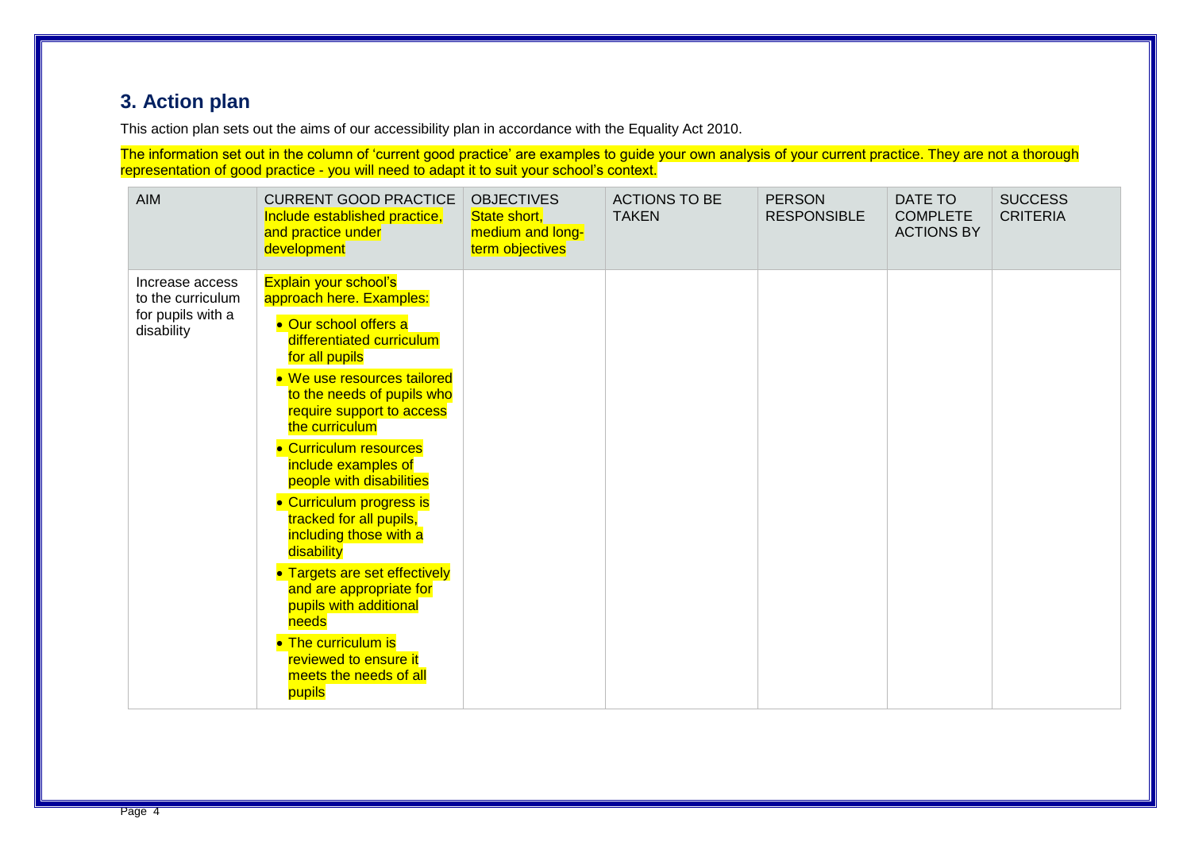## 3. Action plan

This action plan sets out the aims of our accessibility plan in accordance with the Equality Act 2010.

The information set out in the column of 'current good practice' are examples to guide your own analysis of your current practice. They are not a thorough representation of good practice - you will need to adapt it to suit your school's context.

| AIM | CURRENT GOOD PRACTICE Include established practice, and practice under development | OBJECTIVES State short, medium and long-term objectives | ACTIONS TO BE TAKEN | PERSON RESPONSIBLE | DATE TO COMPLETE ACTIONS BY | SUCCESS CRITERIA |
|---|---|---|---|---|---|---|
| Increase access to the curriculum for pupils with a disability | Explain your school's approach here. Examples:<br>• Our school offers a differentiated curriculum for all pupils<br>• We use resources tailored to the needs of pupils who require support to access the curriculum<br>• Curriculum resources include examples of people with disabilities<br>• Curriculum progress is tracked for all pupils, including those with a disability<br>• Targets are set effectively and are appropriate for pupils with additional needs<br>• The curriculum is reviewed to ensure it meets the needs of all pupils | | | | | |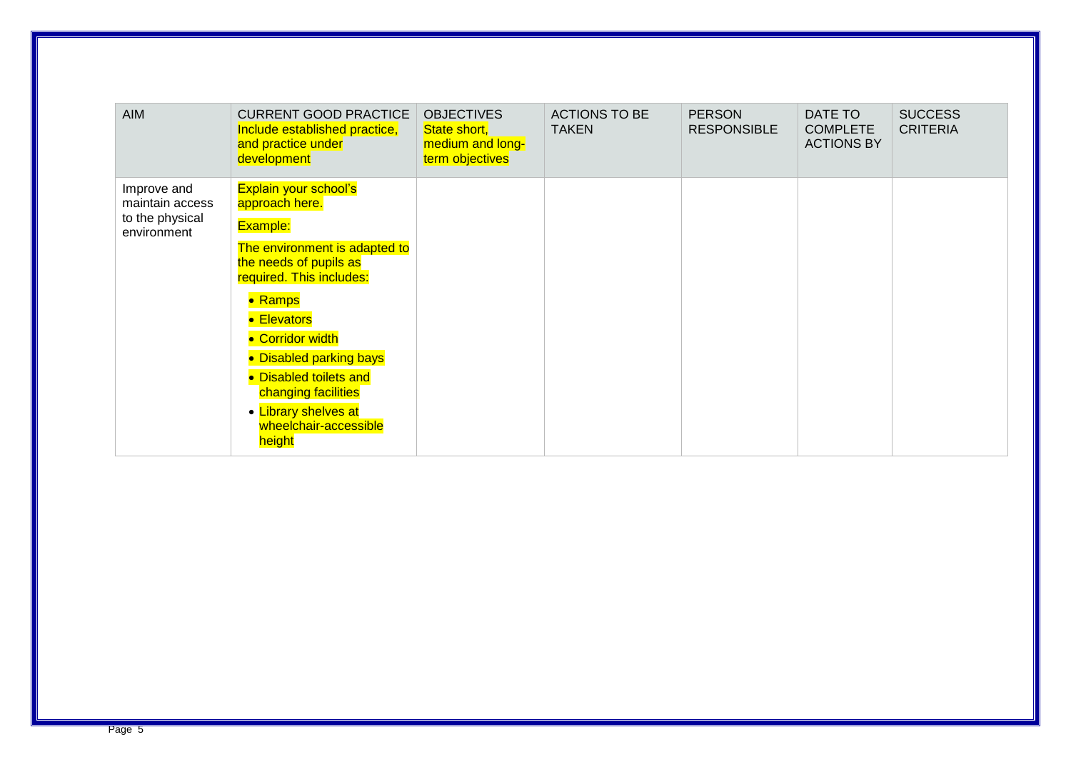| AIM | CURRENT GOOD PRACTICE<br>Include established practice, and practice under development | OBJECTIVES<br>State short, medium and long-term objectives | ACTIONS TO BE TAKEN | PERSON RESPONSIBLE | DATE TO COMPLETE ACTIONS BY | SUCCESS CRITERIA |
|---|---|---|---|---|---|---|
| Improve and maintain access to the physical environment | Explain your school's approach here.<br>Example:<br>The environment is adapted to the needs of pupils as required. This includes:<br>• Ramps<br>• Elevators<br>• Corridor width<br>• Disabled parking bays<br>• Disabled toilets and changing facilities<br>• Library shelves at wheelchair-accessible height | | | | | |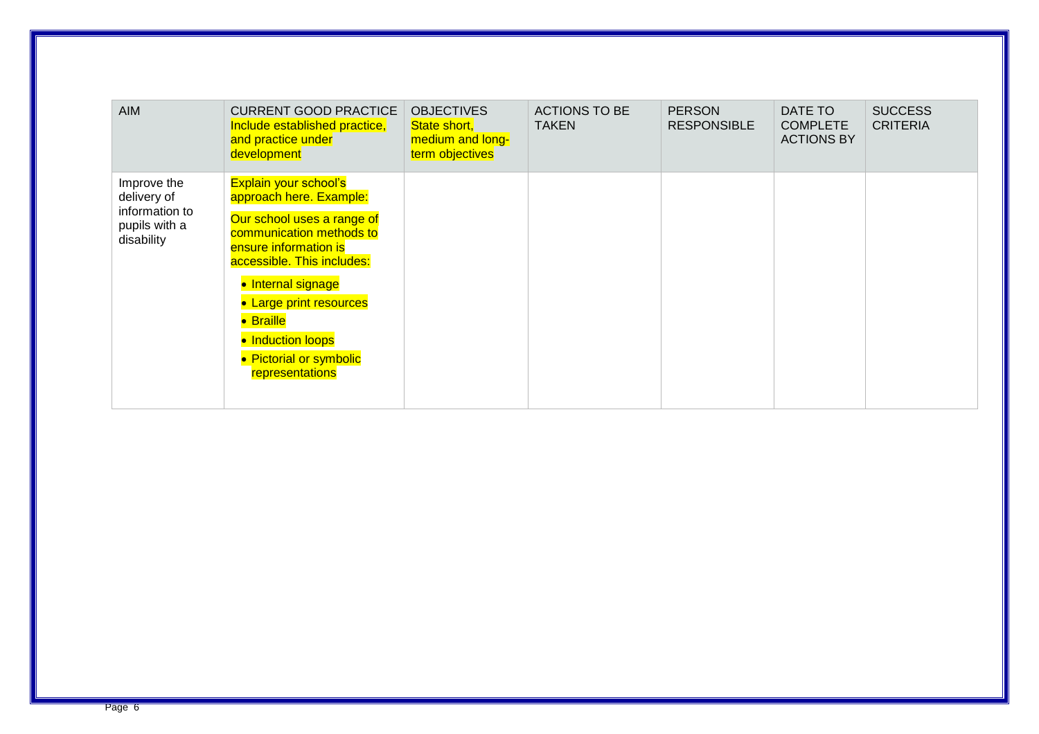| AIM | CURRENT GOOD PRACTICE Include established practice, and practice under development | OBJECTIVES State short, medium and long-term objectives | ACTIONS TO BE TAKEN | PERSON RESPONSIBLE | DATE TO COMPLETE ACTIONS BY | SUCCESS CRITERIA |
|---|---|---|---|---|---|---|
| Improve the delivery of information to pupils with a disability | Explain your school's approach here. Example: Our school uses a range of communication methods to ensure information is accessible. This includes: <br>• Internal signage <br>• Large print resources <br>• Braille <br>• Induction loops <br>• Pictorial or symbolic representations | | | | | |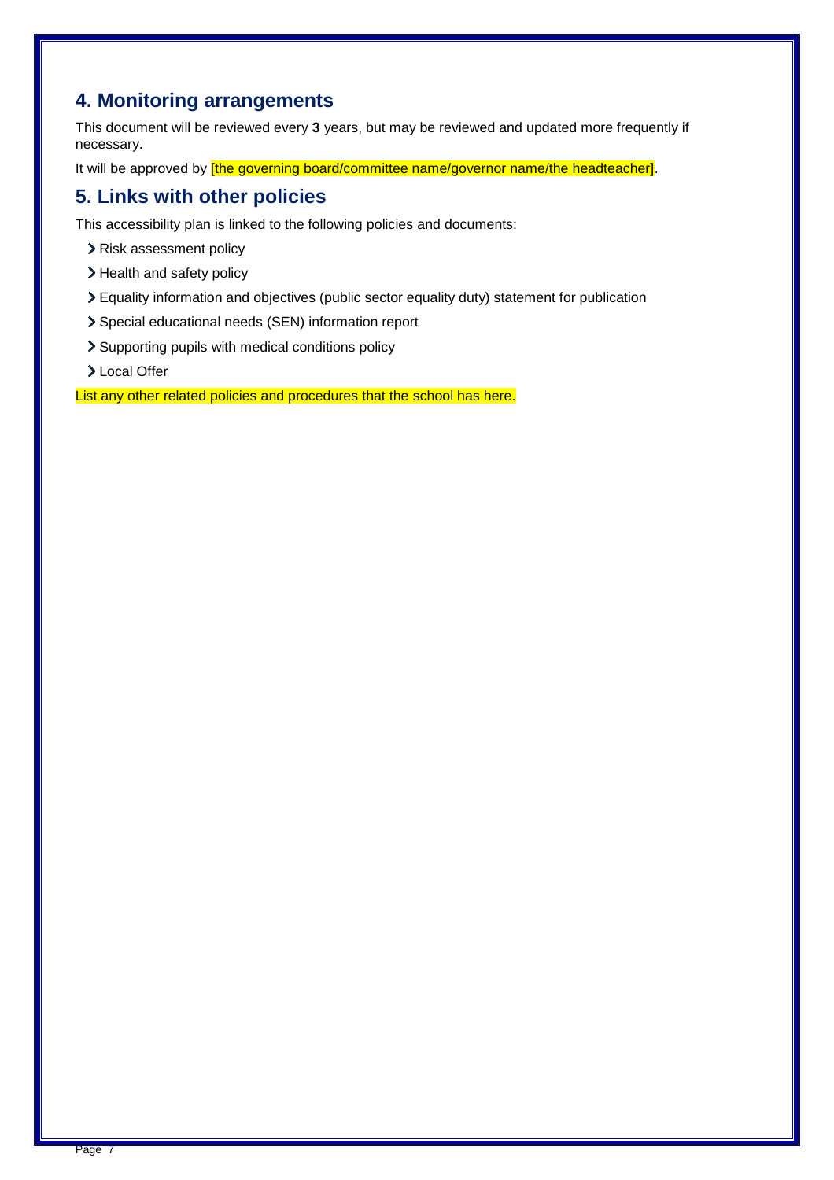## 4. Monitoring arrangements

This document will be reviewed every **3** years, but may be reviewed and updated more frequently if necessary.

It will be approved by [the governing board/committee name/governor name/the headteacher].

## 5. Links with other policies

This accessibility plan is linked to the following policies and documents:

- Risk assessment policy
- Health and safety policy
- Equality information and objectives (public sector equality duty) statement for publication
- Special educational needs (SEN) information report
- Supporting pupils with medical conditions policy
- Local Offer

List any other related policies and procedures that the school has here.